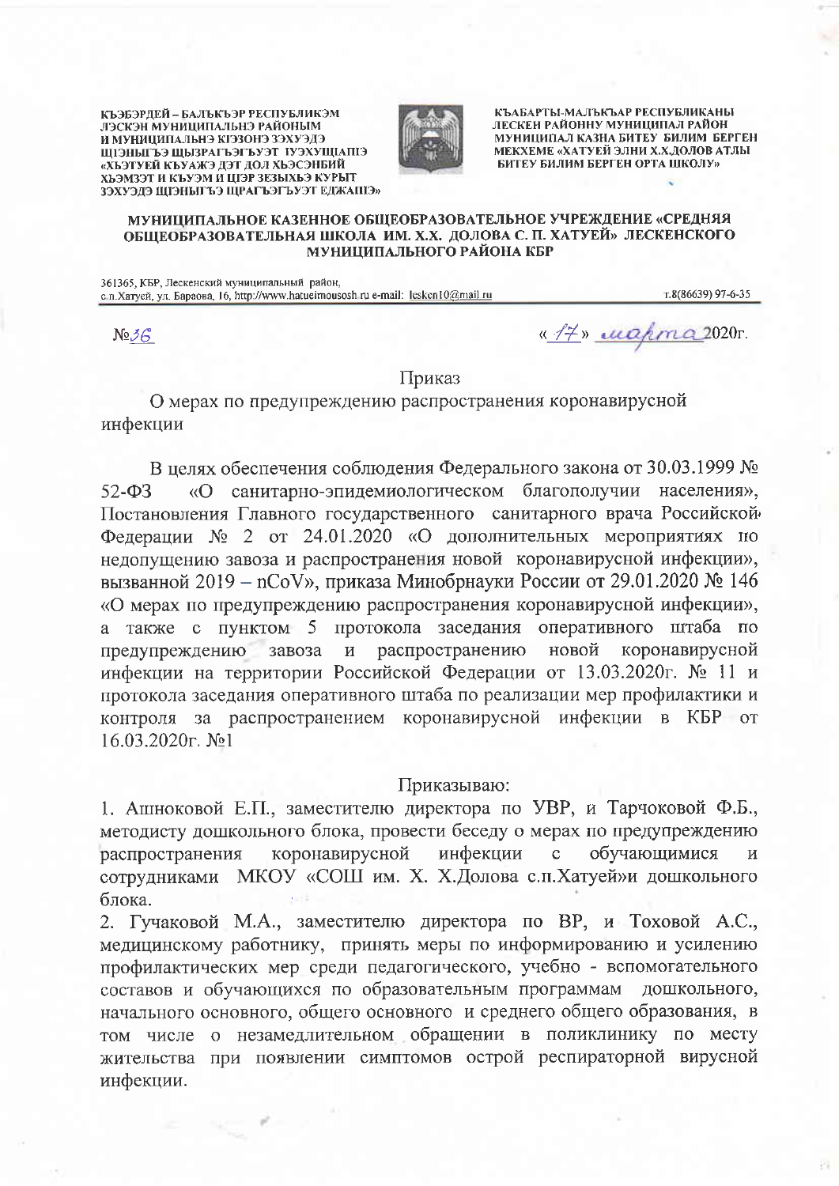КЪЭБЭРДЕЙ – БАЛЪКЪЭР РЕСПУБЛИКЭМ ЛЭСКЭН МУНИЦИПАЛЬНЭ РАЙОНЫМ И МУНИЦИПАЛЬНЭ КІЭЗОНЭ ЗЭХУЭДЭ ЩІЭНЫГЪЭ ЩЫЗРАГЪЭГЪУЭТ ІУЭХУЩІАПІЭ «ХЬЭТУЕЙ КЪУАЖЭ ДЭТ ДОЛ ХЬЭСЭНБИЙ ХЬЭМЗЭТ И КЪУЭМ И ЦІЭР ЗЕЗЫХЬЭ КУРЫТ ЗЭХУЭДЭ ЩІЭНЫГЪЭ ЩРАГЪЭГЪУЭТ ЕДЖАПІЭ»

КЪАБАРТЫ-МАЛЪКЪАР РЕСПУБЛИКАНЫ ЛЕСКЕН РАЙОННУ МУНИЦИПАЛ РАЙОН МУНИЦИПАЛ КАЗНА БИТЕУ БИЛИМ БЕРГЕН МЕКХЕМЕ «ХАТУЕЙ ЭЛНИ Х.Х.ДОЛОВ АТЛЫ БИТЕУ БИЛИМ БЕРГЕН ОРТА ШКОЛУ»

**МУНИЦИПАЛЬНОЕ КАЗЕННОЕ ОБЩЕОБРАЗОВАТЕЛЬНОЕ УЧРЕЖДЕНИЕ «СРЕДНЯЯ ОБЩЕОБРАЗОВАТЕЛЬНАЯ ШКОЛА ИМ. Х.Х. ДОЛОВА С. П. ХАТУЕЙ» ЛЕСКЕНСКОГО МУНИЦИПАЛЬНОГО РАЙОНА КБР**

361365, КБР, Лескенский муниципальный район, с.п.Хатуей, ул. Бараова, 16, http://www.hatueimousosh.ru e-mail: lesken10@mail.ru т.8(86639) 97-6-35

№36 «17» марта 2020г.

## Приказ

О мерах по предупреждению распространения коронавирусной инфекции

В целях обеспечения соблюдения Федерального закона от 30.03.1999 № 52-ФЗ «О санитарно-эпидемиологическом благополучии населения», Постановления Главного государственного санитарного врача Российской Федерации № 2 от 24.01.2020 «О дополнительных мероприятиях по недопущению завоза и распространения новой коронавирусной инфекции», вызванной 2019 – nCoV», приказа Минобрнауки России от 29.01.2020 № 146 «О мерах по предупреждению распространения коронавирусной инфекции», а также с пунктом 5 протокола заседания оперативного штаба по предупреждению завоза и распространению новой коронавирусной инфекции на территории Российской Федерации от 13.03.2020г. № 11 и протокола заседания оперативного штаба по реализации мер профилактики и контроля за распространением коронавирусной инфекции в КБР от 16.03.2020г. №1

Приказываю:

1. Ашноковой Е.П., заместителю директора по УВР, и Тарчоковой Ф.Б., методисту дошкольного блока, провести беседу о мерах по предупреждению распространения коронавирусной инфекции с обучающимися и сотрудниками МКОУ «СОШ им. Х. Х.Долова с.п.Хатуей»и дошкольного блока.
2. Гучаковой М.А., заместителю директора по ВР, и Тоховой А.С., медицинскому работнику, принять меры по информированию и усилению профилактических мер среди педагогического, учебно - вспомогательного составов и обучающихся по образовательным программам дошкольного, начального основного, общего основного и среднего общего образования, в том числе о незамедлительном обращении в поликлинику по месту жительства при появлении симптомов острой респираторной вирусной инфекции.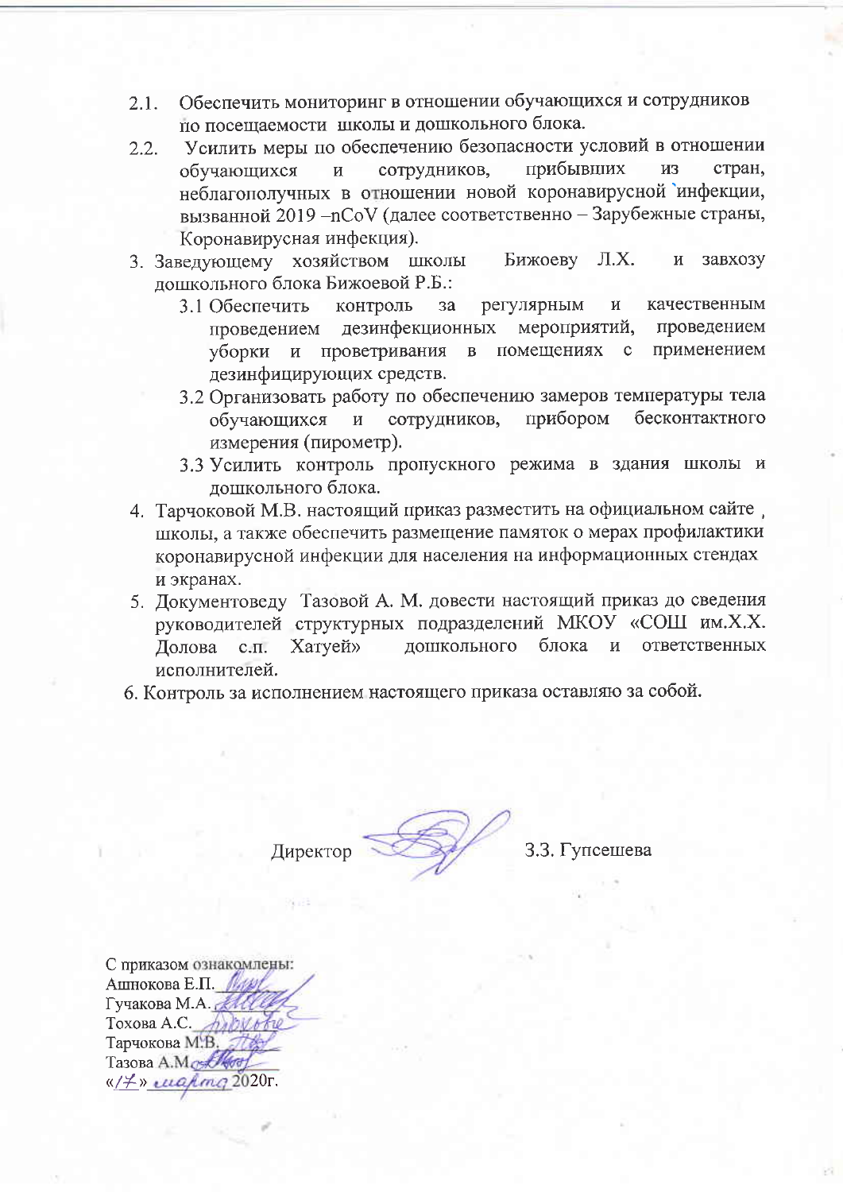2.1. Обеспечить мониторинг в отношении обучающихся и сотрудников по посещаемости школы и дошкольного блока.

2.2. Усилить меры по обеспечению безопасности условий в отношении обучающихся и сотрудников, прибывших из стран, неблагополучных в отношении новой коронавирусной инфекции, вызванной 2019 –nCoV (далее соответственно – Зарубежные страны, Коронавирусная инфекция).

3. Заведующему хозяйством школы Бижоеву Л.Х. и завхозу дошкольного блока Бижоевой Р.Б.:

   3.1 Обеспечить контроль за регулярным и качественным проведением дезинфекционных мероприятий, проведением уборки и проветривания в помещениях с применением дезинфицирующих средств.

   3.2 Организовать работу по обеспечению замеров температуры тела обучающихся и сотрудников, прибором бесконтактного измерения (пирометр).

   3.3 Усилить контроль пропускного режима в здания школы и дошкольного блока.

4. Тарчоковой М.В. настоящий приказ разместить на официальном сайте школы, а также обеспечить размещение памяток о мерах профилактики коронавирусной инфекции для населения на информационных стендах и экранах.

5. Документоведу Тазовой А. М. довести настоящий приказ до сведения руководителей структурных подразделений МКОУ «СОШ им.Х.Х. Долова с.п. Хатуей» дошкольного блока и ответственных исполнителей.

6. Контроль за исполнением настоящего приказа оставляю за собой.

Директор З.З. Гупсешева

С приказом ознакомлены:
Ашнокова Е.П.
Гучакова М.А.
Тохова А.С.
Тарчокова М.В.
Тазова А.М.
«17» марта 2020г.